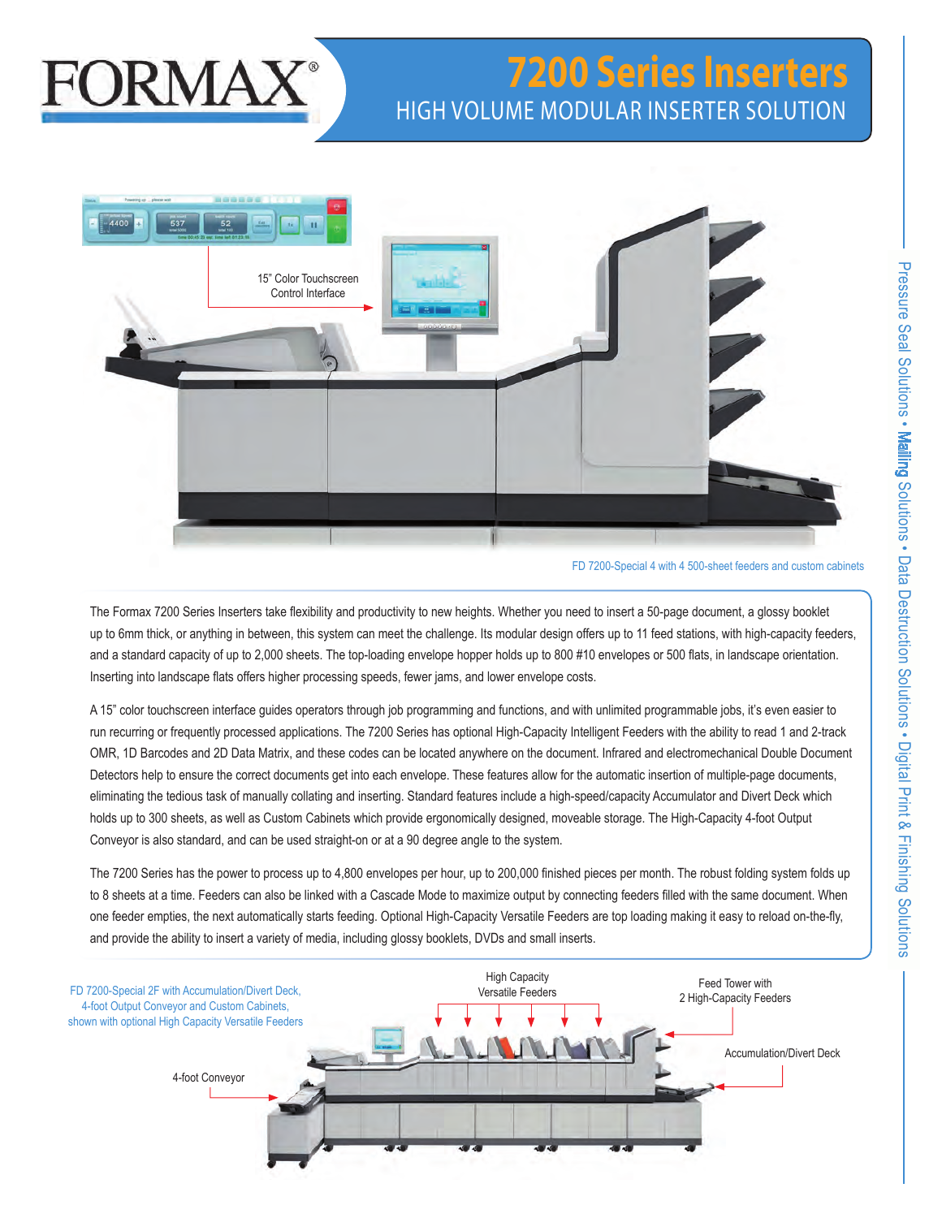# FORMAX®

# 7200 Series Inserters

## HIGH VOLUME MODULAR INSERTER SOLUTION

15" Color Touchscreen Control Interface

FD 7200-Special 4 with 4 500-sheet feeders and custom cabinets

The Formax 7200 Series Inserters take flexibility and productivity to new heights. Whether you need to insert a 50-page document, a glossy booklet up to 6mm thick, or anything in between, this system can meet the challenge. Its modular design offers up to 11 feed stations, with high-capacity feeders, and a standard capacity of up to 2,000 sheets. The top-loading envelope hopper holds up to 800 #10 envelopes or 500 flats, in landscape orientation. Inserting into landscape flats offers higher processing speeds, fewer jams, and lower envelope costs.

A 15" color touchscreen interface guides operators through job programming and functions, and with unlimited programmable jobs, it's even easier to run recurring or frequently processed applications. The 7200 Series has optional High-Capacity Intelligent Feeders with the ability to read 1 and 2-track OMR, 1D Barcodes and 2D Data Matrix, and these codes can be located anywhere on the document. Infrared and electromechanical Double Document Detectors help to ensure the correct documents get into each envelope. These features allow for the automatic insertion of multiple-page documents, eliminating the tedious task of manually collating and inserting. Standard features include a high-speed/capacity Accumulator and Divert Deck which holds up to 300 sheets, as well as Custom Cabinets which provide ergonomically designed, moveable storage. The High-Capacity 4-foot Output Conveyor is also standard, and can be used straight-on or at a 90 degree angle to the system.

The 7200 Series has the power to process up to 4,800 envelopes per hour, up to 200,000 finished pieces per month. The robust folding system folds up to 8 sheets at a time. Feeders can also be linked with a Cascade Mode to maximize output by connecting feeders filled with the same document. When one feeder empties, the next automatically starts feeding. Optional High-Capacity Versatile Feeders are top loading making it easy to reload on-the-fly, and provide the ability to insert a variety of media, including glossy booklets, DVDs and small inserts.

FD 7200-Special 2F with Accumulation/Divert Deck, 4-foot Output Conveyor and Custom Cabinets, shown with optional High Capacity Versatile Feeders

High Capacity Versatile Feeders

Feed Tower with 2 High-Capacity Feeders

Accumulation/Divert Deck

4-foot Conveyor

Pressure Seal Solutions • Mailing Solutions • Data Destruction Solutions • Digital Print & Finishing Solutions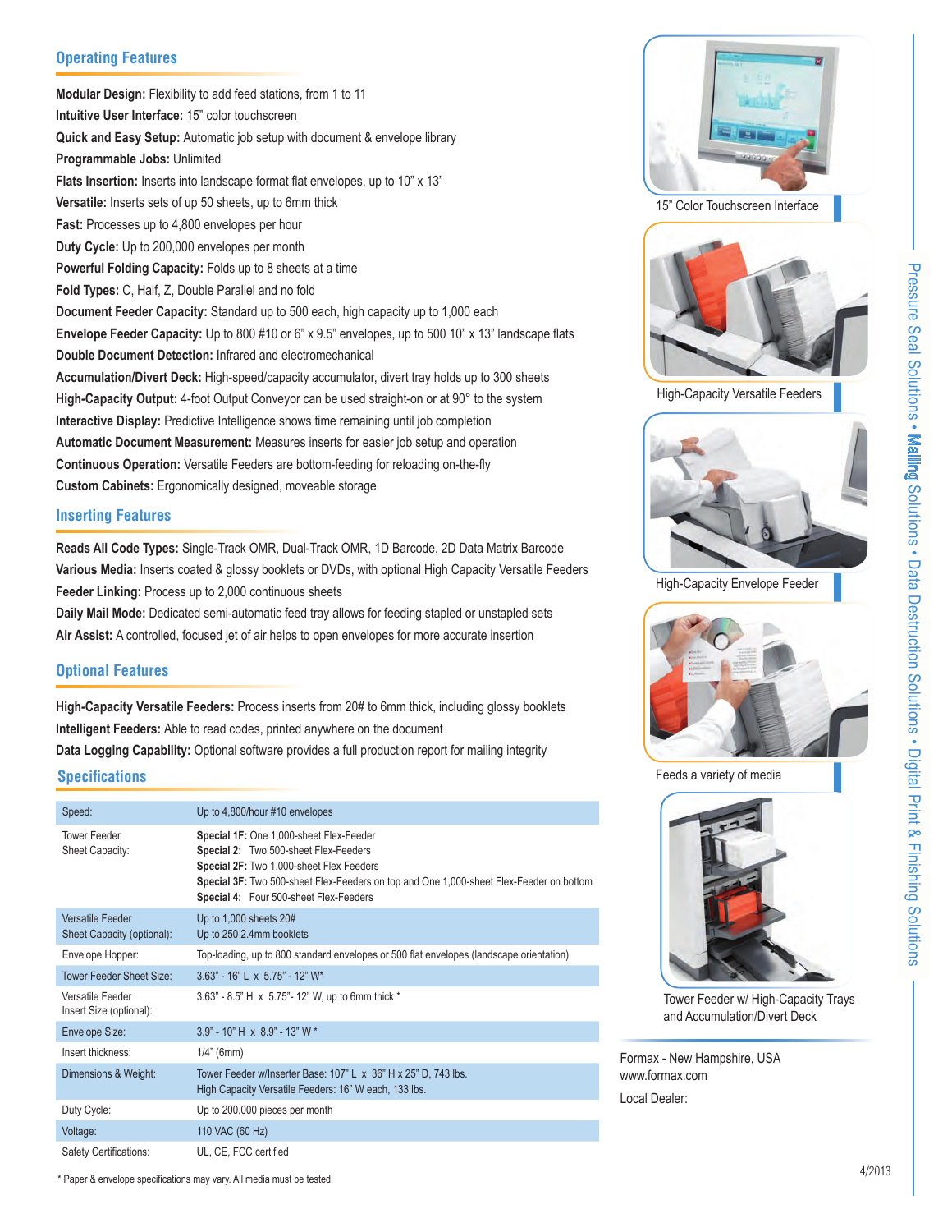## Operating Features

**Modular Design:** Flexibility to add feed stations, from 1 to 11
**Intuitive User Interface:** 15" color touchscreen
**Quick and Easy Setup:** Automatic job setup with document & envelope library
**Programmable Jobs:** Unlimited
**Flats Insertion:** Inserts into landscape format flat envelopes, up to 10" x 13"
**Versatile:** Inserts sets of up 50 sheets, up to 6mm thick
**Fast:** Processes up to 4,800 envelopes per hour
**Duty Cycle:** Up to 200,000 envelopes per month
**Powerful Folding Capacity:** Folds up to 8 sheets at a time
**Fold Types:** C, Half, Z, Double Parallel and no fold
**Document Feeder Capacity:** Standard up to 500 each, high capacity up to 1,000 each
**Envelope Feeder Capacity:** Up to 800 #10 or 6" x 9.5" envelopes, up to 500 10" x 13" landscape flats
**Double Document Detection:** Infrared and electromechanical
**Accumulation/Divert Deck:** High-speed/capacity accumulator, divert tray holds up to 300 sheets
**High-Capacity Output:** 4-foot Output Conveyor can be used straight-on or at 90° to the system
**Interactive Display:** Predictive Intelligence shows time remaining until job completion
**Automatic Document Measurement:** Measures inserts for easier job setup and operation
**Continuous Operation:** Versatile Feeders are bottom-feeding for reloading on-the-fly
**Custom Cabinets:** Ergonomically designed, moveable storage

## Inserting Features

**Reads All Code Types:** Single-Track OMR, Dual-Track OMR, 1D Barcode, 2D Data Matrix Barcode
**Various Media:** Inserts coated & glossy booklets or DVDs, with optional High Capacity Versatile Feeders
**Feeder Linking:** Process up to 2,000 continuous sheets
**Daily Mail Mode:** Dedicated semi-automatic feed tray allows for feeding stapled or unstapled sets
**Air Assist:** A controlled, focused jet of air helps to open envelopes for more accurate insertion

## Optional Features

**High-Capacity Versatile Feeders:** Process inserts from 20# to 6mm thick, including glossy booklets
**Intelligent Feeders:** Able to read codes, printed anywhere on the document
**Data Logging Capability:** Optional software provides a full production report for mailing integrity

## Specifications

| | |
|---|---|
| Speed: | Up to 4,800/hour #10 envelopes |
| Tower Feeder Sheet Capacity: | **Special 1F:** One 1,000-sheet Flex-Feeder<br>**Special 2:** Two 500-sheet Flex-Feeders<br>**Special 2F:** Two 1,000-sheet Flex Feeders<br>**Special 3F:** Two 500-sheet Flex-Feeders on top and One 1,000-sheet Flex-Feeder on bottom<br>**Special 4:** Four 500-sheet Flex-Feeders |
| Versatile Feeder Sheet Capacity (optional): | Up to 1,000 sheets 20#<br>Up to 250 2.4mm booklets |
| Envelope Hopper: | Top-loading, up to 800 standard envelopes or 500 flat envelopes (landscape orientation) |
| Tower Feeder Sheet Size: | 3.63" - 16" L x 5.75" - 12" W* |
| Versatile Feeder Insert Size (optional): | 3.63" - 8.5" H x 5.75"- 12" W, up to 6mm thick * |
| Envelope Size: | 3.9" - 10" H x 8.9" - 13" W * |
| Insert thickness: | 1/4" (6mm) |
| Dimensions & Weight: | Tower Feeder w/Inserter Base: 107" L x 36" H x 25" D, 743 lbs.<br>High Capacity Versatile Feeders: 16" W each, 133 lbs. |
| Duty Cycle: | Up to 200,000 pieces per month |
| Voltage: | 110 VAC (60 Hz) |
| Safety Certifications: | UL, CE, FCC certified |

* Paper & envelope specifications may vary. All media must be tested.

15" Color Touchscreen Interface

High-Capacity Versatile Feeders

High-Capacity Envelope Feeder

Feeds a variety of media

Tower Feeder w/ High-Capacity Trays and Accumulation/Divert Deck

Formax - New Hampshire, USA
www.formax.com

Local Dealer:

Pressure Seal Solutions • **Mailing** Solutions • Data Destruction Solutions • Digital Print & Finishing Solutions

4/2013